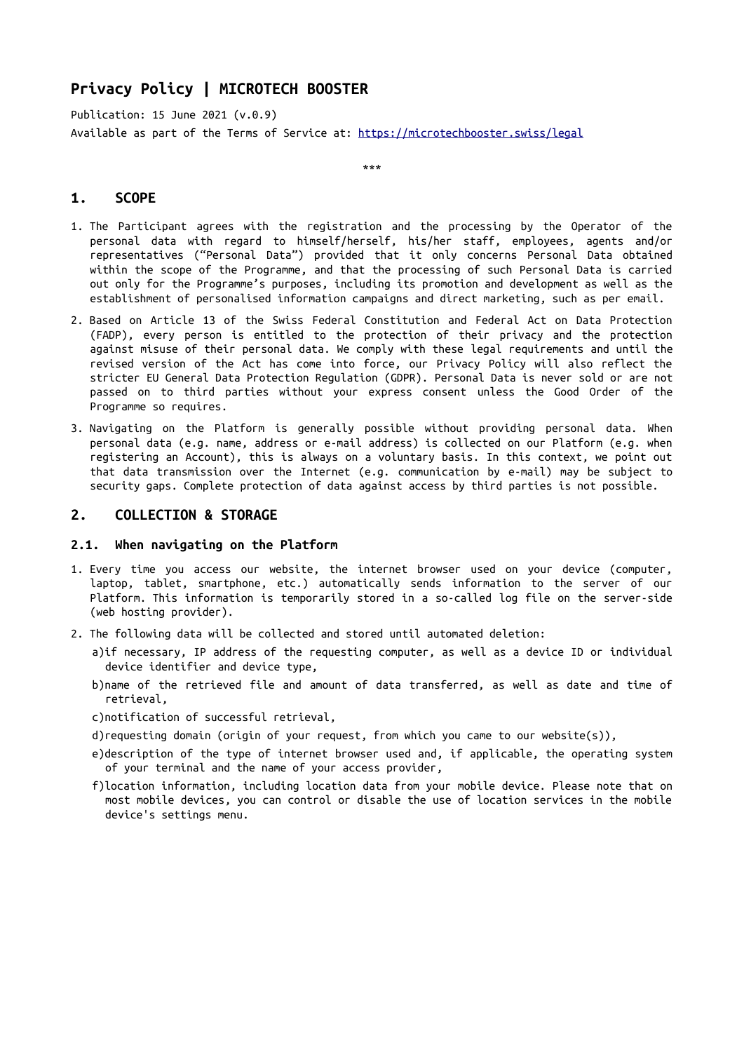# Privacy Policy | MICROTECH BOOSTER

Publication: 15 June 2021 (v.0.9)
Available as part of the Terms of Service at: https://microtechbooster.swiss/legal

***

## 1. SCOPE

1. The Participant agrees with the registration and the processing by the Operator of the personal data with regard to himself/herself, his/her staff, employees, agents and/or representatives ("Personal Data") provided that it only concerns Personal Data obtained within the scope of the Programme, and that the processing of such Personal Data is carried out only for the Programme's purposes, including its promotion and development as well as the establishment of personalised information campaigns and direct marketing, such as per email.
2. Based on Article 13 of the Swiss Federal Constitution and Federal Act on Data Protection (FADP), every person is entitled to the protection of their privacy and the protection against misuse of their personal data. We comply with these legal requirements and until the revised version of the Act has come into force, our Privacy Policy will also reflect the stricter EU General Data Protection Regulation (GDPR). Personal Data is never sold or are not passed on to third parties without your express consent unless the Good Order of the Programme so requires.
3. Navigating on the Platform is generally possible without providing personal data. When personal data (e.g. name, address or e-mail address) is collected on our Platform (e.g. when registering an Account), this is always on a voluntary basis. In this context, we point out that data transmission over the Internet (e.g. communication by e-mail) may be subject to security gaps. Complete protection of data against access by third parties is not possible.

## 2. COLLECTION & STORAGE

### 2.1. When navigating on the Platform

1. Every time you access our website, the internet browser used on your device (computer, laptop, tablet, smartphone, etc.) automatically sends information to the server of our Platform. This information is temporarily stored in a so-called log file on the server-side (web hosting provider).
2. The following data will be collected and stored until automated deletion:
   a) if necessary, IP address of the requesting computer, as well as a device ID or individual device identifier and device type,
   b) name of the retrieved file and amount of data transferred, as well as date and time of retrieval,
   c) notification of successful retrieval,
   d) requesting domain (origin of your request, from which you came to our website(s)),
   e) description of the type of internet browser used and, if applicable, the operating system of your terminal and the name of your access provider,
   f) location information, including location data from your mobile device. Please note that on most mobile devices, you can control or disable the use of location services in the mobile device's settings menu.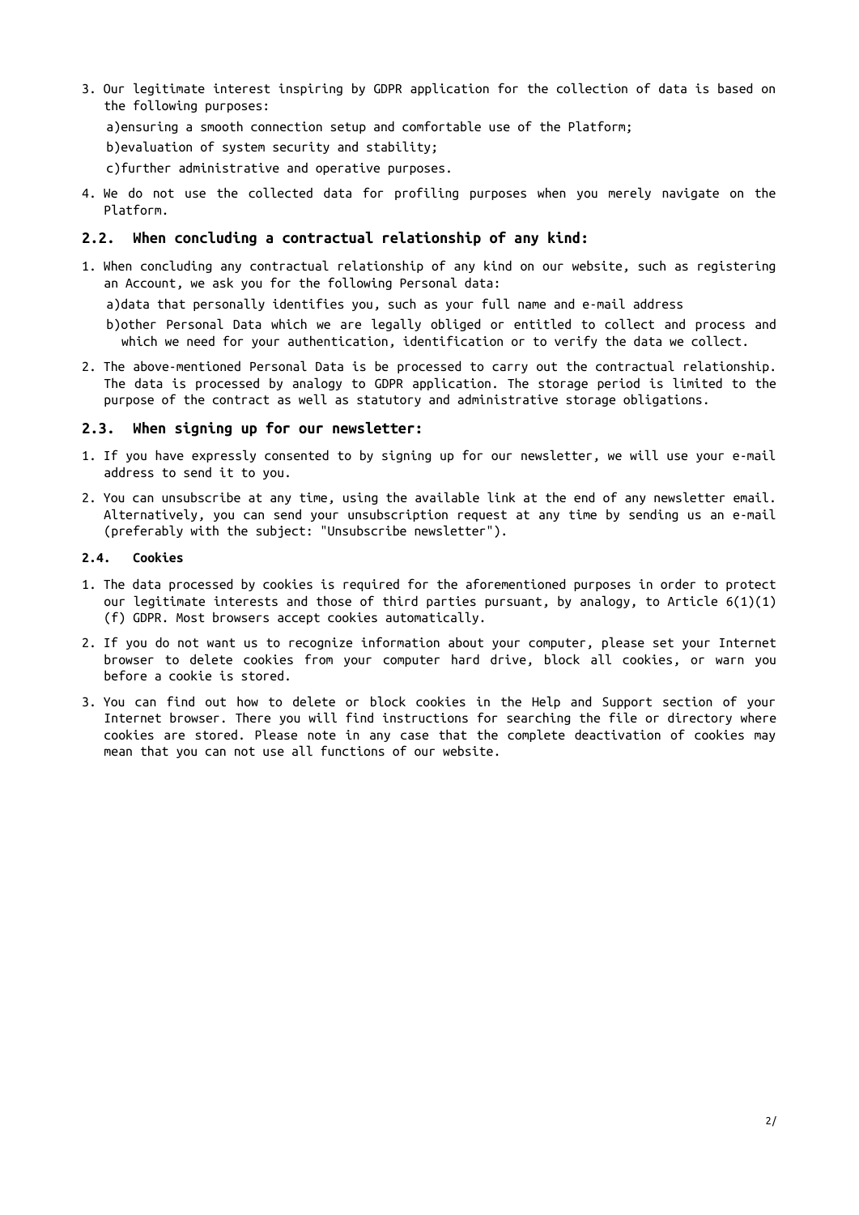3. Our legitimate interest inspiring by GDPR application for the collection of data is based on the following purposes:

   a)ensuring a smooth connection setup and comfortable use of the Platform;

   b)evaluation of system security and stability;

   c)further administrative and operative purposes.

4. We do not use the collected data for profiling purposes when you merely navigate on the Platform.

## 2.2. When concluding a contractual relationship of any kind:

1. When concluding any contractual relationship of any kind on our website, such as registering an Account, we ask you for the following Personal data:

   a)data that personally identifies you, such as your full name and e-mail address

   b)other Personal Data which we are legally obliged or entitled to collect and process and which we need for your authentication, identification or to verify the data we collect.

2. The above-mentioned Personal Data is be processed to carry out the contractual relationship. The data is processed by analogy to GDPR application. The storage period is limited to the purpose of the contract as well as statutory and administrative storage obligations.

## 2.3. When signing up for our newsletter:

1. If you have expressly consented to by signing up for our newsletter, we will use your e-mail address to send it to you.

2. You can unsubscribe at any time, using the available link at the end of any newsletter email. Alternatively, you can send your unsubscription request at any time by sending us an e-mail (preferably with the subject: "Unsubscribe newsletter").

### 2.4. Cookies

1. The data processed by cookies is required for the aforementioned purposes in order to protect our legitimate interests and those of third parties pursuant, by analogy, to Article 6(1)(1)(f) GDPR. Most browsers accept cookies automatically.

2. If you do not want us to recognize information about your computer, please set your Internet browser to delete cookies from your computer hard drive, block all cookies, or warn you before a cookie is stored.

3. You can find out how to delete or block cookies in the Help and Support section of your Internet browser. There you will find instructions for searching the file or directory where cookies are stored. Please note in any case that the complete deactivation of cookies may mean that you can not use all functions of our website.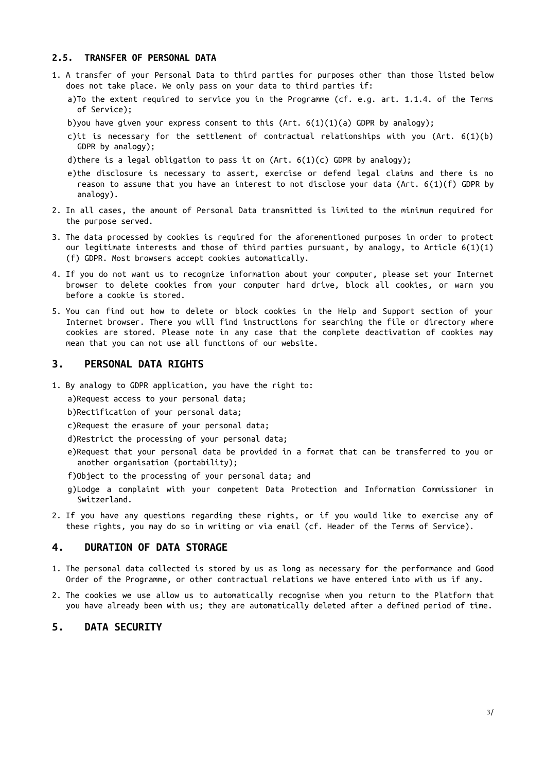### 2.5. TRANSFER OF PERSONAL DATA

1. A transfer of your Personal Data to third parties for purposes other than those listed below does not take place. We only pass on your data to third parties if:
   a) To the extent required to service you in the Programme (cf. e.g. art. 1.1.4. of the Terms of Service);
   b) you have given your express consent to this (Art. 6(1)(1)(a) GDPR by analogy);
   c) it is necessary for the settlement of contractual relationships with you (Art. 6(1)(b) GDPR by analogy);
   d) there is a legal obligation to pass it on (Art. 6(1)(c) GDPR by analogy);
   e) the disclosure is necessary to assert, exercise or defend legal claims and there is no reason to assume that you have an interest to not disclose your data (Art. 6(1)(f) GDPR by analogy).
2. In all cases, the amount of Personal Data transmitted is limited to the minimum required for the purpose served.
3. The data processed by cookies is required for the aforementioned purposes in order to protect our legitimate interests and those of third parties pursuant, by analogy, to Article 6(1)(1)(f) GDPR. Most browsers accept cookies automatically.
4. If you do not want us to recognize information about your computer, please set your Internet browser to delete cookies from your computer hard drive, block all cookies, or warn you before a cookie is stored.
5. You can find out how to delete or block cookies in the Help and Support section of your Internet browser. There you will find instructions for searching the file or directory where cookies are stored. Please note in any case that the complete deactivation of cookies may mean that you can not use all functions of our website.

## 3. PERSONAL DATA RIGHTS

1. By analogy to GDPR application, you have the right to:
   a) Request access to your personal data;
   b) Rectification of your personal data;
   c) Request the erasure of your personal data;
   d) Restrict the processing of your personal data;
   e) Request that your personal data be provided in a format that can be transferred to you or another organisation (portability);
   f) Object to the processing of your personal data; and
   g) Lodge a complaint with your competent Data Protection and Information Commissioner in Switzerland.
2. If you have any questions regarding these rights, or if you would like to exercise any of these rights, you may do so in writing or via email (cf. Header of the Terms of Service).

## 4. DURATION OF DATA STORAGE

1. The personal data collected is stored by us as long as necessary for the performance and Good Order of the Programme, or other contractual relations we have entered into with us if any.
2. The cookies we use allow us to automatically recognise when you return to the Platform that you have already been with us; they are automatically deleted after a defined period of time.

## 5. DATA SECURITY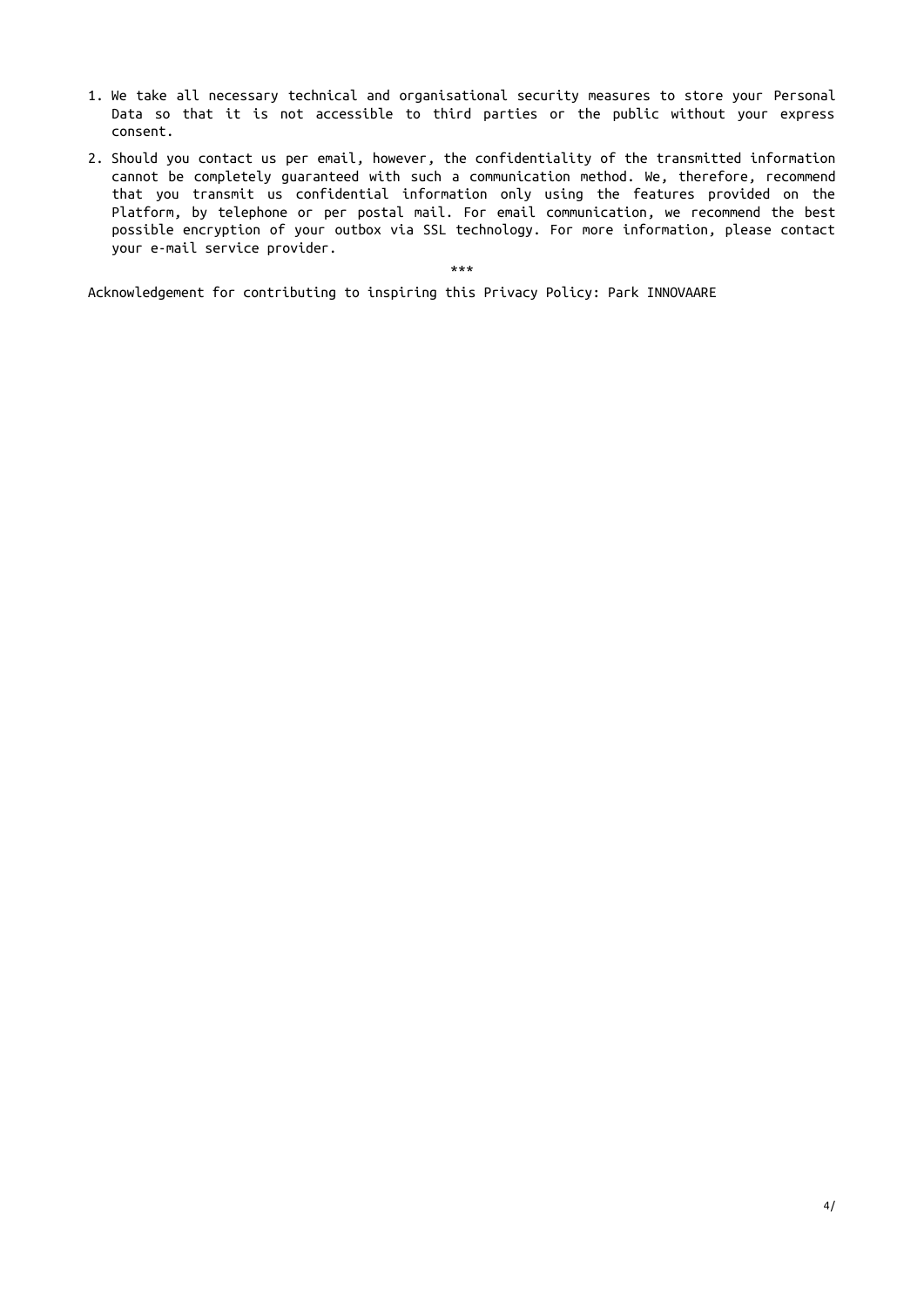1. We take all necessary technical and organisational security measures to store your Personal Data so that it is not accessible to third parties or the public without your express consent.
2. Should you contact us per email, however, the confidentiality of the transmitted information cannot be completely guaranteed with such a communication method. We, therefore, recommend that you transmit us confidential information only using the features provided on the Platform, by telephone or per postal mail. For email communication, we recommend the best possible encryption of your outbox via SSL technology. For more information, please contact your e-mail service provider.

***

Acknowledgement for contributing to inspiring this Privacy Policy: Park INNOVAARE